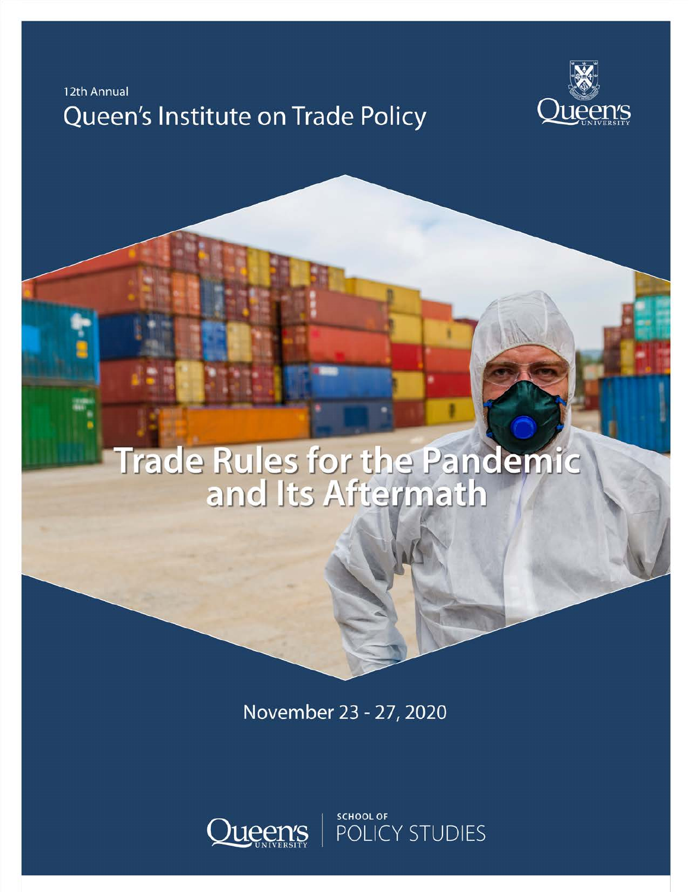12th Annual

# Queen's Institute on Trade Policy

Queen's University

# Trade Rules for the Pandemic and Its Aftermath

November 23 - 27, 2020

Queen's University | School of Policy Studies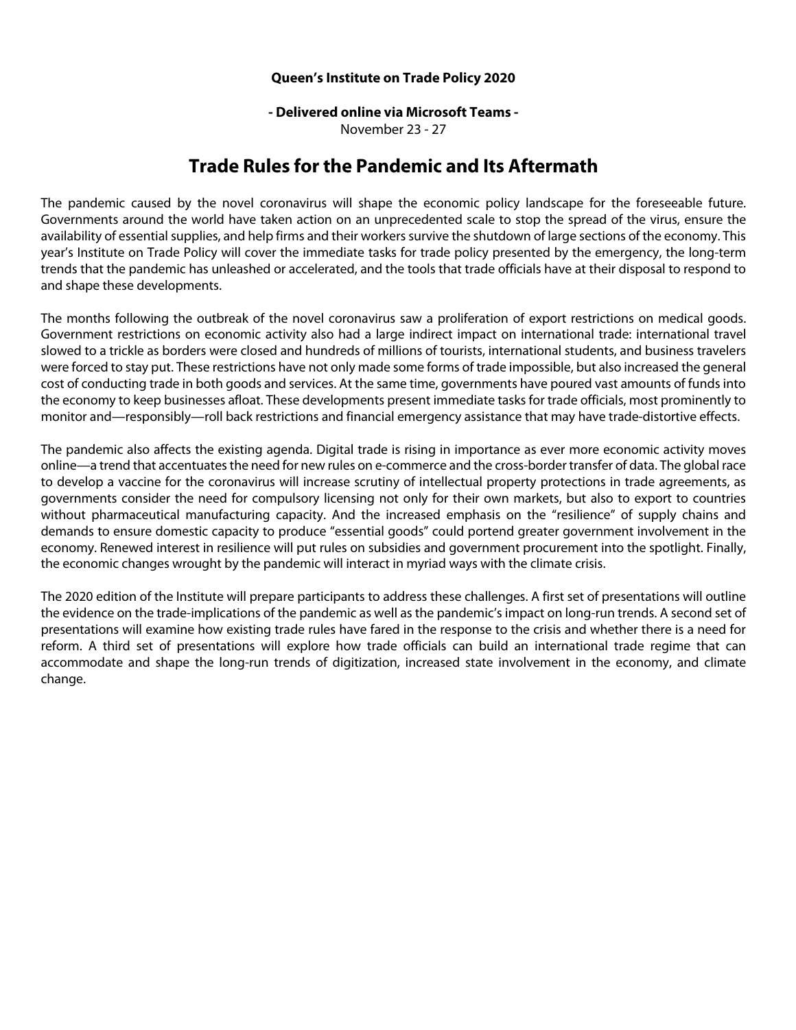**Queen's Institute on Trade Policy 2020**

**- Delivered online via Microsoft Teams -**
November 23 - 27

# Trade Rules for the Pandemic and Its Aftermath

The pandemic caused by the novel coronavirus will shape the economic policy landscape for the foreseeable future. Governments around the world have taken action on an unprecedented scale to stop the spread of the virus, ensure the availability of essential supplies, and help firms and their workers survive the shutdown of large sections of the economy. This year's Institute on Trade Policy will cover the immediate tasks for trade policy presented by the emergency, the long-term trends that the pandemic has unleashed or accelerated, and the tools that trade officials have at their disposal to respond to and shape these developments.

The months following the outbreak of the novel coronavirus saw a proliferation of export restrictions on medical goods. Government restrictions on economic activity also had a large indirect impact on international trade: international travel slowed to a trickle as borders were closed and hundreds of millions of tourists, international students, and business travelers were forced to stay put. These restrictions have not only made some forms of trade impossible, but also increased the general cost of conducting trade in both goods and services. At the same time, governments have poured vast amounts of funds into the economy to keep businesses afloat. These developments present immediate tasks for trade officials, most prominently to monitor and—responsibly—roll back restrictions and financial emergency assistance that may have trade-distortive effects.

The pandemic also affects the existing agenda. Digital trade is rising in importance as ever more economic activity moves online—a trend that accentuates the need for new rules on e-commerce and the cross-border transfer of data. The global race to develop a vaccine for the coronavirus will increase scrutiny of intellectual property protections in trade agreements, as governments consider the need for compulsory licensing not only for their own markets, but also to export to countries without pharmaceutical manufacturing capacity. And the increased emphasis on the "resilience" of supply chains and demands to ensure domestic capacity to produce "essential goods" could portend greater government involvement in the economy. Renewed interest in resilience will put rules on subsidies and government procurement into the spotlight. Finally, the economic changes wrought by the pandemic will interact in myriad ways with the climate crisis.

The 2020 edition of the Institute will prepare participants to address these challenges. A first set of presentations will outline the evidence on the trade-implications of the pandemic as well as the pandemic's impact on long-run trends. A second set of presentations will examine how existing trade rules have fared in the response to the crisis and whether there is a need for reform. A third set of presentations will explore how trade officials can build an international trade regime that can accommodate and shape the long-run trends of digitization, increased state involvement in the economy, and climate change.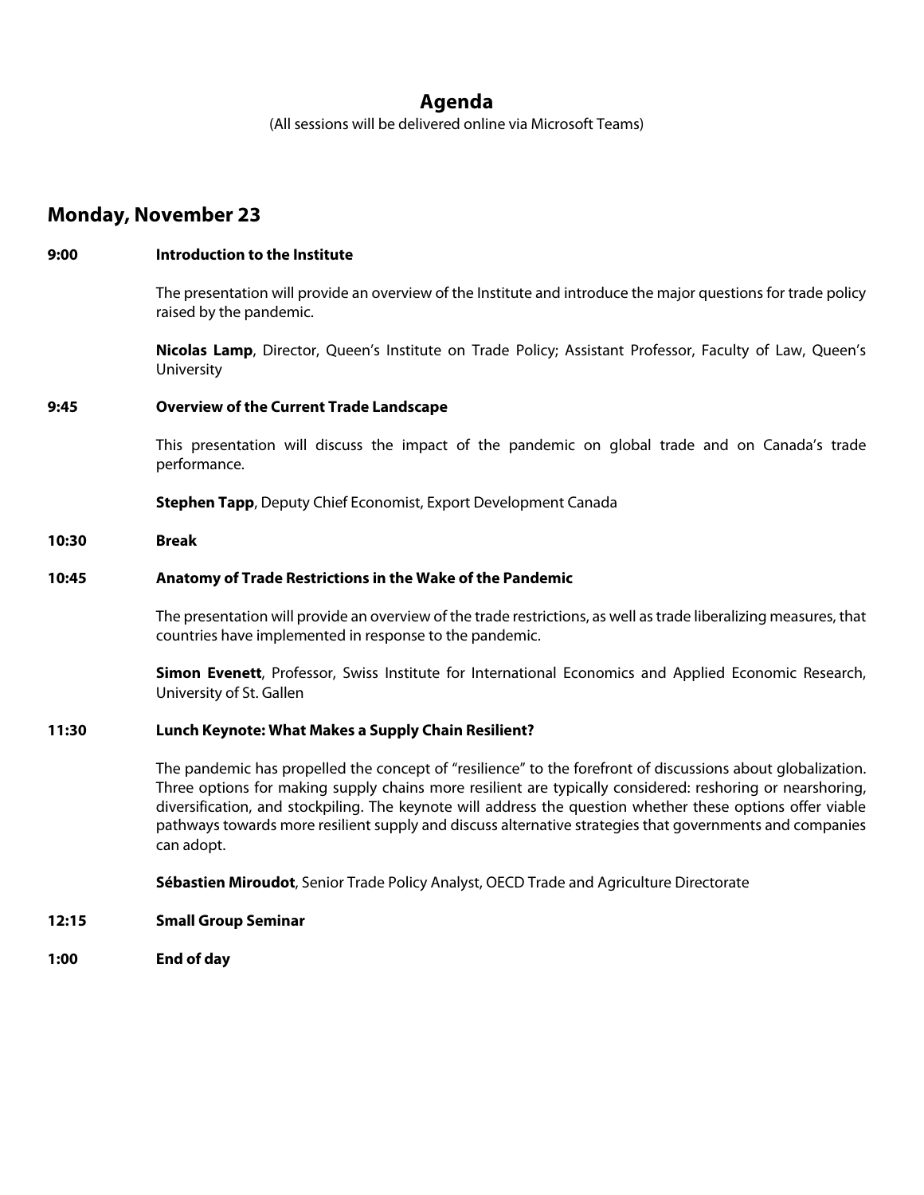# Agenda

(All sessions will be delivered online via Microsoft Teams)

## Monday, November 23

**9:00** **Introduction to the Institute**

The presentation will provide an overview of the Institute and introduce the major questions for trade policy raised by the pandemic.

**Nicolas Lamp**, Director, Queen's Institute on Trade Policy; Assistant Professor, Faculty of Law, Queen's University

**9:45** **Overview of the Current Trade Landscape**

This presentation will discuss the impact of the pandemic on global trade and on Canada's trade performance.

**Stephen Tapp**, Deputy Chief Economist, Export Development Canada

**10:30** **Break**

**10:45** **Anatomy of Trade Restrictions in the Wake of the Pandemic**

The presentation will provide an overview of the trade restrictions, as well as trade liberalizing measures, that countries have implemented in response to the pandemic.

**Simon Evenett**, Professor, Swiss Institute for International Economics and Applied Economic Research, University of St. Gallen

**11:30** **Lunch Keynote: What Makes a Supply Chain Resilient?**

The pandemic has propelled the concept of "resilience" to the forefront of discussions about globalization. Three options for making supply chains more resilient are typically considered: reshoring or nearshoring, diversification, and stockpiling. The keynote will address the question whether these options offer viable pathways towards more resilient supply and discuss alternative strategies that governments and companies can adopt.

**Sébastien Miroudot**, Senior Trade Policy Analyst, OECD Trade and Agriculture Directorate

**12:15** **Small Group Seminar**

**1:00** **End of day**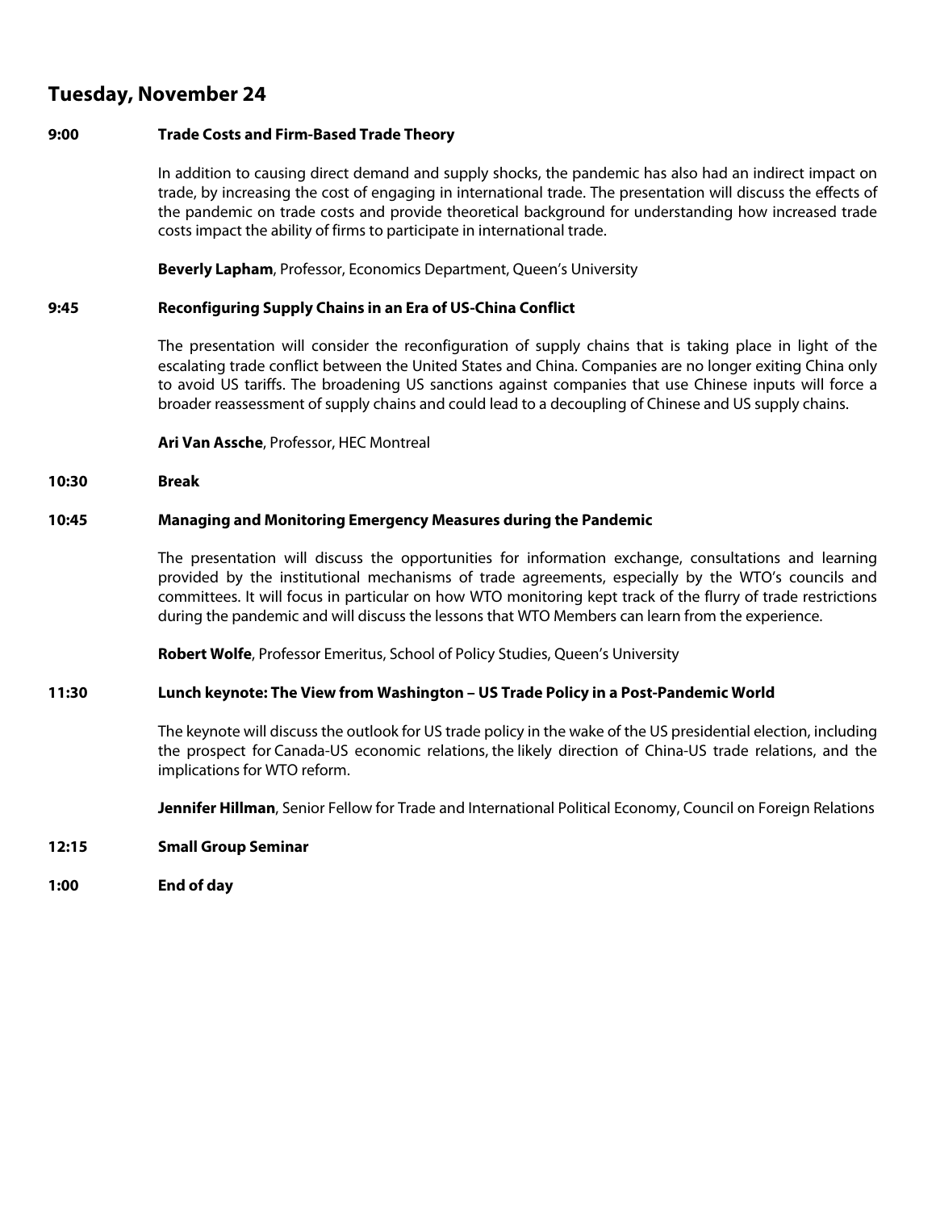## Tuesday, November 24

**9:00** **Trade Costs and Firm-Based Trade Theory**

In addition to causing direct demand and supply shocks, the pandemic has also had an indirect impact on trade, by increasing the cost of engaging in international trade. The presentation will discuss the effects of the pandemic on trade costs and provide theoretical background for understanding how increased trade costs impact the ability of firms to participate in international trade.

**Beverly Lapham**, Professor, Economics Department, Queen's University

**9:45** **Reconfiguring Supply Chains in an Era of US-China Conflict**

The presentation will consider the reconfiguration of supply chains that is taking place in light of the escalating trade conflict between the United States and China. Companies are no longer exiting China only to avoid US tariffs. The broadening US sanctions against companies that use Chinese inputs will force a broader reassessment of supply chains and could lead to a decoupling of Chinese and US supply chains.

**Ari Van Assche**, Professor, HEC Montreal

**10:30** **Break**

**10:45** **Managing and Monitoring Emergency Measures during the Pandemic**

The presentation will discuss the opportunities for information exchange, consultations and learning provided by the institutional mechanisms of trade agreements, especially by the WTO's councils and committees. It will focus in particular on how WTO monitoring kept track of the flurry of trade restrictions during the pandemic and will discuss the lessons that WTO Members can learn from the experience.

**Robert Wolfe**, Professor Emeritus, School of Policy Studies, Queen's University

**11:30** **Lunch keynote: The View from Washington – US Trade Policy in a Post-Pandemic World**

The keynote will discuss the outlook for US trade policy in the wake of the US presidential election, including the prospect for Canada-US economic relations, the likely direction of China-US trade relations, and the implications for WTO reform.

**Jennifer Hillman**, Senior Fellow for Trade and International Political Economy, Council on Foreign Relations

**12:15** **Small Group Seminar**

**1:00** **End of day**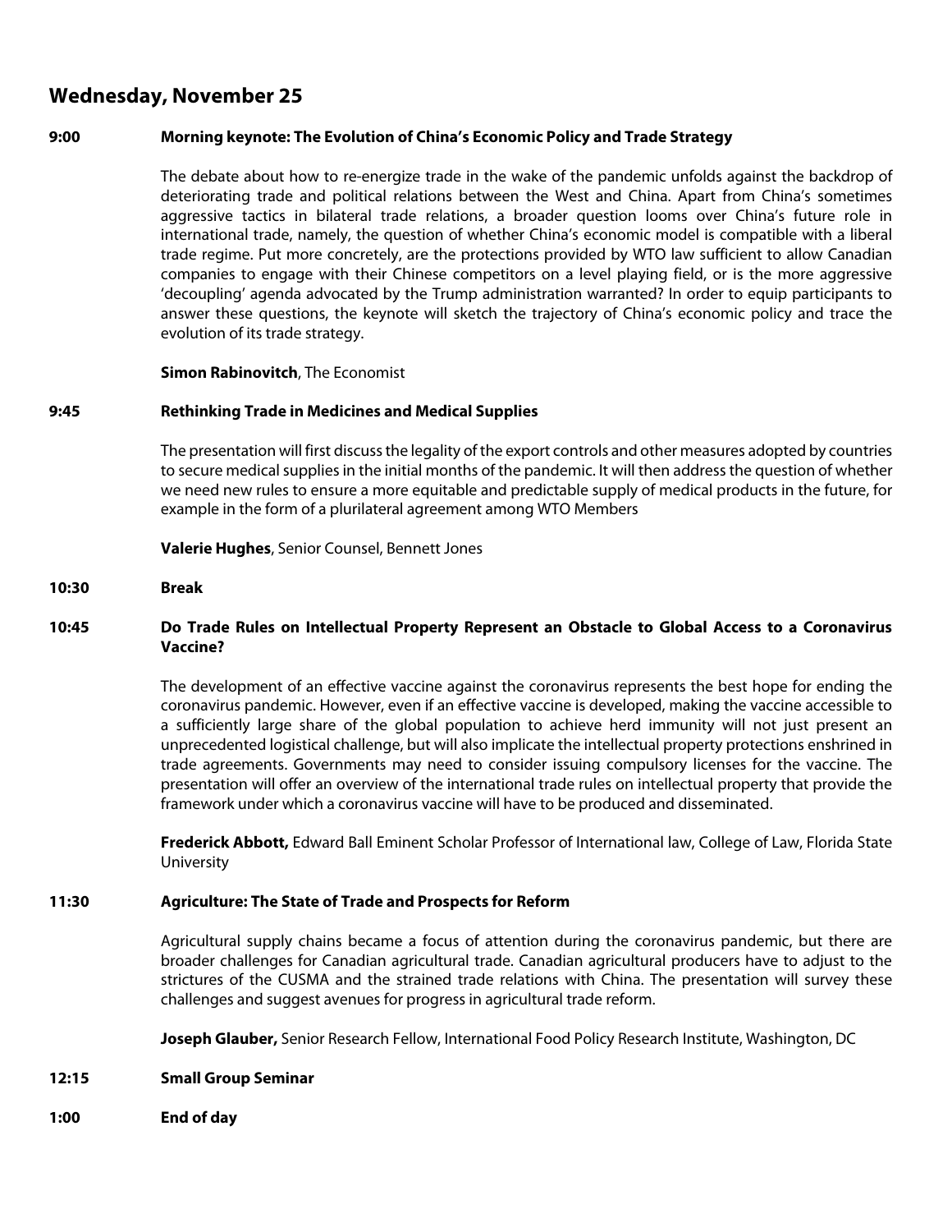## Wednesday, November 25

**9:00 Morning keynote: The Evolution of China's Economic Policy and Trade Strategy**

The debate about how to re-energize trade in the wake of the pandemic unfolds against the backdrop of deteriorating trade and political relations between the West and China. Apart from China's sometimes aggressive tactics in bilateral trade relations, a broader question looms over China's future role in international trade, namely, the question of whether China's economic model is compatible with a liberal trade regime. Put more concretely, are the protections provided by WTO law sufficient to allow Canadian companies to engage with their Chinese competitors on a level playing field, or is the more aggressive 'decoupling' agenda advocated by the Trump administration warranted? In order to equip participants to answer these questions, the keynote will sketch the trajectory of China's economic policy and trace the evolution of its trade strategy.

**Simon Rabinovitch**, The Economist

**9:45 Rethinking Trade in Medicines and Medical Supplies**

The presentation will first discuss the legality of the export controls and other measures adopted by countries to secure medical supplies in the initial months of the pandemic. It will then address the question of whether we need new rules to ensure a more equitable and predictable supply of medical products in the future, for example in the form of a plurilateral agreement among WTO Members

**Valerie Hughes**, Senior Counsel, Bennett Jones

**10:30 Break**

**10:45 Do Trade Rules on Intellectual Property Represent an Obstacle to Global Access to a Coronavirus Vaccine?**

The development of an effective vaccine against the coronavirus represents the best hope for ending the coronavirus pandemic. However, even if an effective vaccine is developed, making the vaccine accessible to a sufficiently large share of the global population to achieve herd immunity will not just present an unprecedented logistical challenge, but will also implicate the intellectual property protections enshrined in trade agreements. Governments may need to consider issuing compulsory licenses for the vaccine. The presentation will offer an overview of the international trade rules on intellectual property that provide the framework under which a coronavirus vaccine will have to be produced and disseminated.

**Frederick Abbott,** Edward Ball Eminent Scholar Professor of International law, College of Law, Florida State University

**11:30 Agriculture: The State of Trade and Prospects for Reform**

Agricultural supply chains became a focus of attention during the coronavirus pandemic, but there are broader challenges for Canadian agricultural trade. Canadian agricultural producers have to adjust to the strictures of the CUSMA and the strained trade relations with China. The presentation will survey these challenges and suggest avenues for progress in agricultural trade reform.

**Joseph Glauber,** Senior Research Fellow, International Food Policy Research Institute, Washington, DC

**12:15 Small Group Seminar**

**1:00 End of day**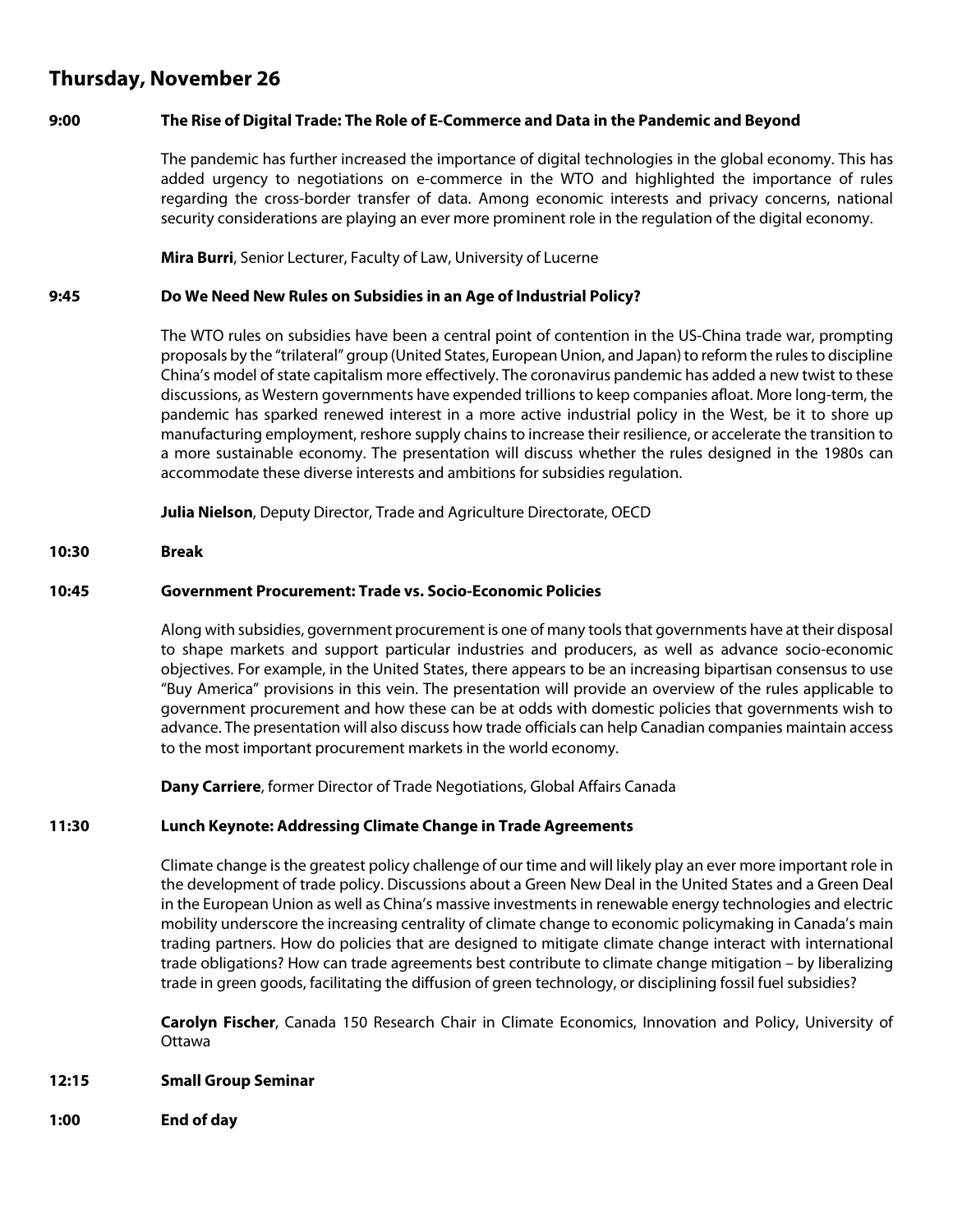## Thursday, November 26

**9:00** **The Rise of Digital Trade: The Role of E-Commerce and Data in the Pandemic and Beyond**

The pandemic has further increased the importance of digital technologies in the global economy. This has added urgency to negotiations on e-commerce in the WTO and highlighted the importance of rules regarding the cross-border transfer of data. Among economic interests and privacy concerns, national security considerations are playing an ever more prominent role in the regulation of the digital economy.

**Mira Burri**, Senior Lecturer, Faculty of Law, University of Lucerne

**9:45** **Do We Need New Rules on Subsidies in an Age of Industrial Policy?**

The WTO rules on subsidies have been a central point of contention in the US-China trade war, prompting proposals by the "trilateral" group (United States, European Union, and Japan) to reform the rules to discipline China's model of state capitalism more effectively. The coronavirus pandemic has added a new twist to these discussions, as Western governments have expended trillions to keep companies afloat. More long-term, the pandemic has sparked renewed interest in a more active industrial policy in the West, be it to shore up manufacturing employment, reshore supply chains to increase their resilience, or accelerate the transition to a more sustainable economy. The presentation will discuss whether the rules designed in the 1980s can accommodate these diverse interests and ambitions for subsidies regulation.

**Julia Nielson**, Deputy Director, Trade and Agriculture Directorate, OECD

**10:30** **Break**

**10:45** **Government Procurement: Trade vs. Socio-Economic Policies**

Along with subsidies, government procurement is one of many tools that governments have at their disposal to shape markets and support particular industries and producers, as well as advance socio-economic objectives. For example, in the United States, there appears to be an increasing bipartisan consensus to use "Buy America" provisions in this vein. The presentation will provide an overview of the rules applicable to government procurement and how these can be at odds with domestic policies that governments wish to advance. The presentation will also discuss how trade officials can help Canadian companies maintain access to the most important procurement markets in the world economy.

**Dany Carriere**, former Director of Trade Negotiations, Global Affairs Canada

**11:30** **Lunch Keynote: Addressing Climate Change in Trade Agreements**

Climate change is the greatest policy challenge of our time and will likely play an ever more important role in the development of trade policy. Discussions about a Green New Deal in the United States and a Green Deal in the European Union as well as China's massive investments in renewable energy technologies and electric mobility underscore the increasing centrality of climate change to economic policymaking in Canada's main trading partners. How do policies that are designed to mitigate climate change interact with international trade obligations? How can trade agreements best contribute to climate change mitigation – by liberalizing trade in green goods, facilitating the diffusion of green technology, or disciplining fossil fuel subsidies?

**Carolyn Fischer**, Canada 150 Research Chair in Climate Economics, Innovation and Policy, University of Ottawa

**12:15** **Small Group Seminar**

**1:00** **End of day**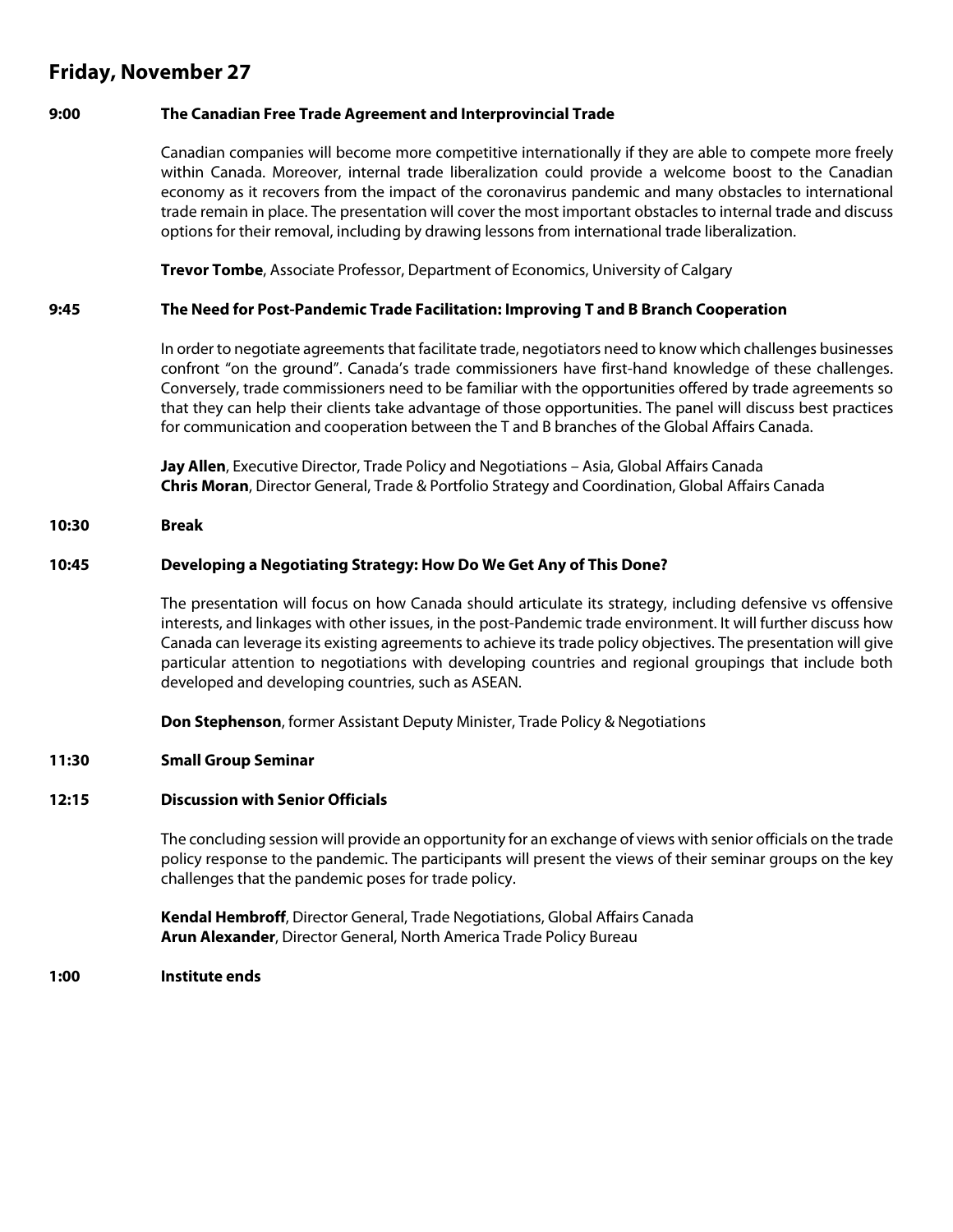## Friday, November 27

**9:00** **The Canadian Free Trade Agreement and Interprovincial Trade**

Canadian companies will become more competitive internationally if they are able to compete more freely within Canada. Moreover, internal trade liberalization could provide a welcome boost to the Canadian economy as it recovers from the impact of the coronavirus pandemic and many obstacles to international trade remain in place. The presentation will cover the most important obstacles to internal trade and discuss options for their removal, including by drawing lessons from international trade liberalization.

**Trevor Tombe**, Associate Professor, Department of Economics, University of Calgary

**9:45** **The Need for Post-Pandemic Trade Facilitation: Improving T and B Branch Cooperation**

In order to negotiate agreements that facilitate trade, negotiators need to know which challenges businesses confront "on the ground". Canada's trade commissioners have first-hand knowledge of these challenges. Conversely, trade commissioners need to be familiar with the opportunities offered by trade agreements so that they can help their clients take advantage of those opportunities. The panel will discuss best practices for communication and cooperation between the T and B branches of the Global Affairs Canada.

**Jay Allen**, Executive Director, Trade Policy and Negotiations – Asia, Global Affairs Canada
**Chris Moran**, Director General, Trade & Portfolio Strategy and Coordination, Global Affairs Canada

**10:30** **Break**

**10:45** **Developing a Negotiating Strategy: How Do We Get Any of This Done?**

The presentation will focus on how Canada should articulate its strategy, including defensive vs offensive interests, and linkages with other issues, in the post-Pandemic trade environment. It will further discuss how Canada can leverage its existing agreements to achieve its trade policy objectives. The presentation will give particular attention to negotiations with developing countries and regional groupings that include both developed and developing countries, such as ASEAN.

**Don Stephenson**, former Assistant Deputy Minister, Trade Policy & Negotiations

**11:30** **Small Group Seminar**

**12:15** **Discussion with Senior Officials**

The concluding session will provide an opportunity for an exchange of views with senior officials on the trade policy response to the pandemic. The participants will present the views of their seminar groups on the key challenges that the pandemic poses for trade policy.

**Kendal Hembroff**, Director General, Trade Negotiations, Global Affairs Canada
**Arun Alexander**, Director General, North America Trade Policy Bureau

**1:00** **Institute ends**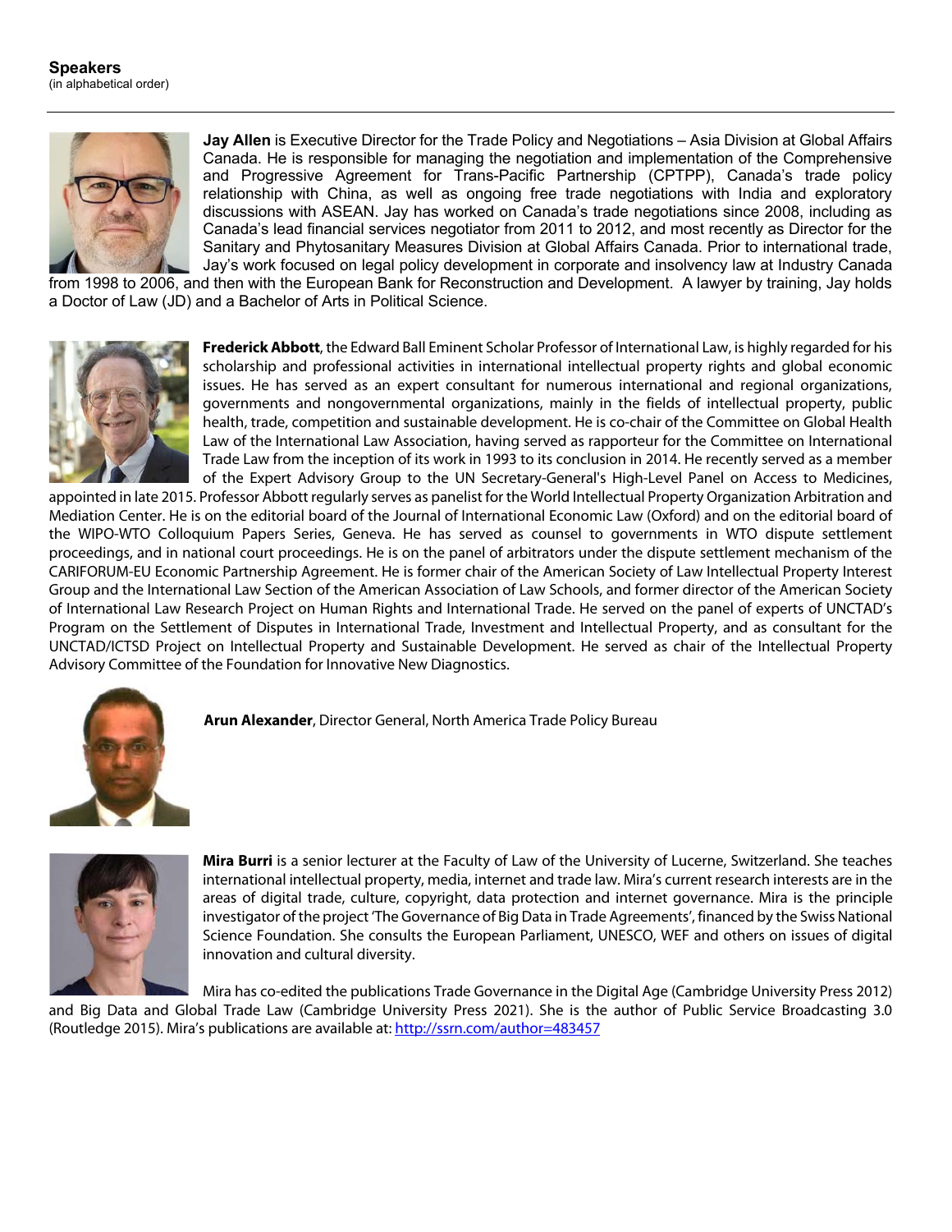**Speakers**
(in alphabetical order)

---

**Jay Allen** is Executive Director for the Trade Policy and Negotiations – Asia Division at Global Affairs Canada. He is responsible for managing the negotiation and implementation of the Comprehensive and Progressive Agreement for Trans-Pacific Partnership (CPTPP), Canada's trade policy relationship with China, as well as ongoing free trade negotiations with India and exploratory discussions with ASEAN. Jay has worked on Canada's trade negotiations since 2008, including as Canada's lead financial services negotiator from 2011 to 2012, and most recently as Director for the Sanitary and Phytosanitary Measures Division at Global Affairs Canada. Prior to international trade, Jay's work focused on legal policy development in corporate and insolvency law at Industry Canada from 1998 to 2006, and then with the European Bank for Reconstruction and Development. A lawyer by training, Jay holds a Doctor of Law (JD) and a Bachelor of Arts in Political Science.

**Frederick Abbott**, the Edward Ball Eminent Scholar Professor of International Law, is highly regarded for his scholarship and professional activities in international intellectual property rights and global economic issues. He has served as an expert consultant for numerous international and regional organizations, governments and nongovernmental organizations, mainly in the fields of intellectual property, public health, trade, competition and sustainable development. He is co-chair of the Committee on Global Health Law of the International Law Association, having served as rapporteur for the Committee on International Trade Law from the inception of its work in 1993 to its conclusion in 2014. He recently served as a member of the Expert Advisory Group to the UN Secretary-General's High-Level Panel on Access to Medicines, appointed in late 2015. Professor Abbott regularly serves as panelist for the World Intellectual Property Organization Arbitration and Mediation Center. He is on the editorial board of the Journal of International Economic Law (Oxford) and on the editorial board of the WIPO-WTO Colloquium Papers Series, Geneva. He has served as counsel to governments in WTO dispute settlement proceedings, and in national court proceedings. He is on the panel of arbitrators under the dispute settlement mechanism of the CARIFORUM-EU Economic Partnership Agreement. He is former chair of the American Society of Law Intellectual Property Interest Group and the International Law Section of the American Association of Law Schools, and former director of the American Society of International Law Research Project on Human Rights and International Trade. He served on the panel of experts of UNCTAD's Program on the Settlement of Disputes in International Trade, Investment and Intellectual Property, and as consultant for the UNCTAD/ICTSD Project on Intellectual Property and Sustainable Development. He served as chair of the Intellectual Property Advisory Committee of the Foundation for Innovative New Diagnostics.

**Arun Alexander**, Director General, North America Trade Policy Bureau

**Mira Burri** is a senior lecturer at the Faculty of Law of the University of Lucerne, Switzerland. She teaches international intellectual property, media, internet and trade law. Mira's current research interests are in the areas of digital trade, culture, copyright, data protection and internet governance. Mira is the principle investigator of the project 'The Governance of Big Data in Trade Agreements', financed by the Swiss National Science Foundation. She consults the European Parliament, UNESCO, WEF and others on issues of digital innovation and cultural diversity.

Mira has co-edited the publications Trade Governance in the Digital Age (Cambridge University Press 2012) and Big Data and Global Trade Law (Cambridge University Press 2021). She is the author of Public Service Broadcasting 3.0 (Routledge 2015). Mira's publications are available at: http://ssrn.com/author=483457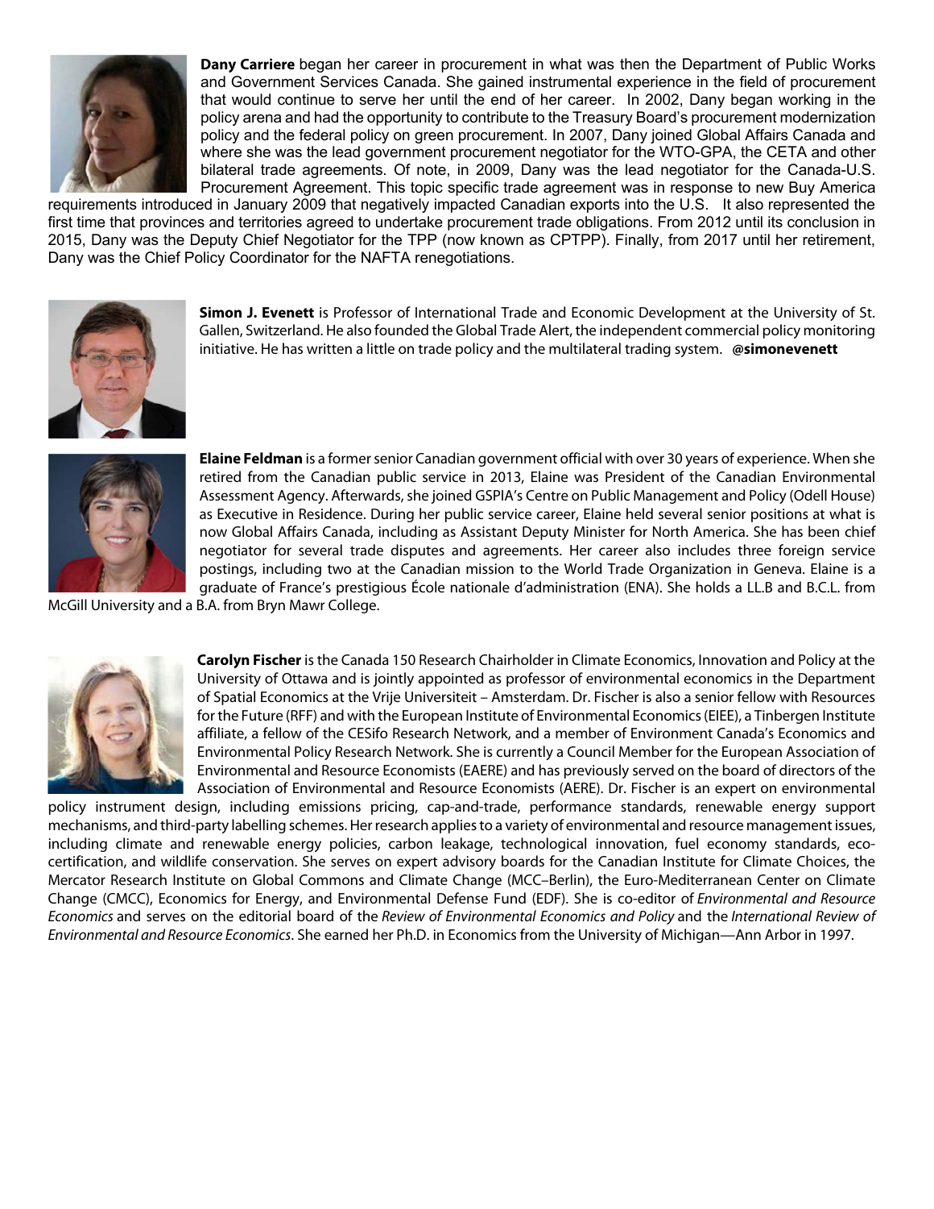**Dany Carriere** began her career in procurement in what was then the Department of Public Works and Government Services Canada. She gained instrumental experience in the field of procurement that would continue to serve her until the end of her career. In 2002, Dany began working in the policy arena and had the opportunity to contribute to the Treasury Board's procurement modernization policy and the federal policy on green procurement. In 2007, Dany joined Global Affairs Canada and where she was the lead government procurement negotiator for the WTO-GPA, the CETA and other bilateral trade agreements. Of note, in 2009, Dany was the lead negotiator for the Canada-U.S. Procurement Agreement. This topic specific trade agreement was in response to new Buy America requirements introduced in January 2009 that negatively impacted Canadian exports into the U.S. It also represented the first time that provinces and territories agreed to undertake procurement trade obligations. From 2012 until its conclusion in 2015, Dany was the Deputy Chief Negotiator for the TPP (now known as CPTPP). Finally, from 2017 until her retirement, Dany was the Chief Policy Coordinator for the NAFTA renegotiations.

**Simon J. Evenett** is Professor of International Trade and Economic Development at the University of St. Gallen, Switzerland. He also founded the Global Trade Alert, the independent commercial policy monitoring initiative. He has written a little on trade policy and the multilateral trading system. **@simonevenett**

**Elaine Feldman** is a former senior Canadian government official with over 30 years of experience. When she retired from the Canadian public service in 2013, Elaine was President of the Canadian Environmental Assessment Agency. Afterwards, she joined GSPIA's Centre on Public Management and Policy (Odell House) as Executive in Residence. During her public service career, Elaine held several senior positions at what is now Global Affairs Canada, including as Assistant Deputy Minister for North America. She has been chief negotiator for several trade disputes and agreements. Her career also includes three foreign service postings, including two at the Canadian mission to the World Trade Organization in Geneva. Elaine is a graduate of France's prestigious École nationale d'administration (ENA). She holds a LL.B and B.C.L. from McGill University and a B.A. from Bryn Mawr College.

**Carolyn Fischer** is the Canada 150 Research Chairholder in Climate Economics, Innovation and Policy at the University of Ottawa and is jointly appointed as professor of environmental economics in the Department of Spatial Economics at the Vrije Universiteit – Amsterdam. Dr. Fischer is also a senior fellow with Resources for the Future (RFF) and with the European Institute of Environmental Economics (EIEE), a Tinbergen Institute affiliate, a fellow of the CESifo Research Network, and a member of Environment Canada's Economics and Environmental Policy Research Network. She is currently a Council Member for the European Association of Environmental and Resource Economists (EAERE) and has previously served on the board of directors of the Association of Environmental and Resource Economists (AERE). Dr. Fischer is an expert on environmental policy instrument design, including emissions pricing, cap-and-trade, performance standards, renewable energy support mechanisms, and third-party labelling schemes. Her research applies to a variety of environmental and resource management issues, including climate and renewable energy policies, carbon leakage, technological innovation, fuel economy standards, eco-certification, and wildlife conservation. She serves on expert advisory boards for the Canadian Institute for Climate Choices, the Mercator Research Institute on Global Commons and Climate Change (MCC–Berlin), the Euro-Mediterranean Center on Climate Change (CMCC), Economics for Energy, and Environmental Defense Fund (EDF). She is co-editor of *Environmental and Resource Economics* and serves on the editorial board of the *Review of Environmental Economics and Policy* and the *International Review of Environmental and Resource Economics*. She earned her Ph.D. in Economics from the University of Michigan—Ann Arbor in 1997.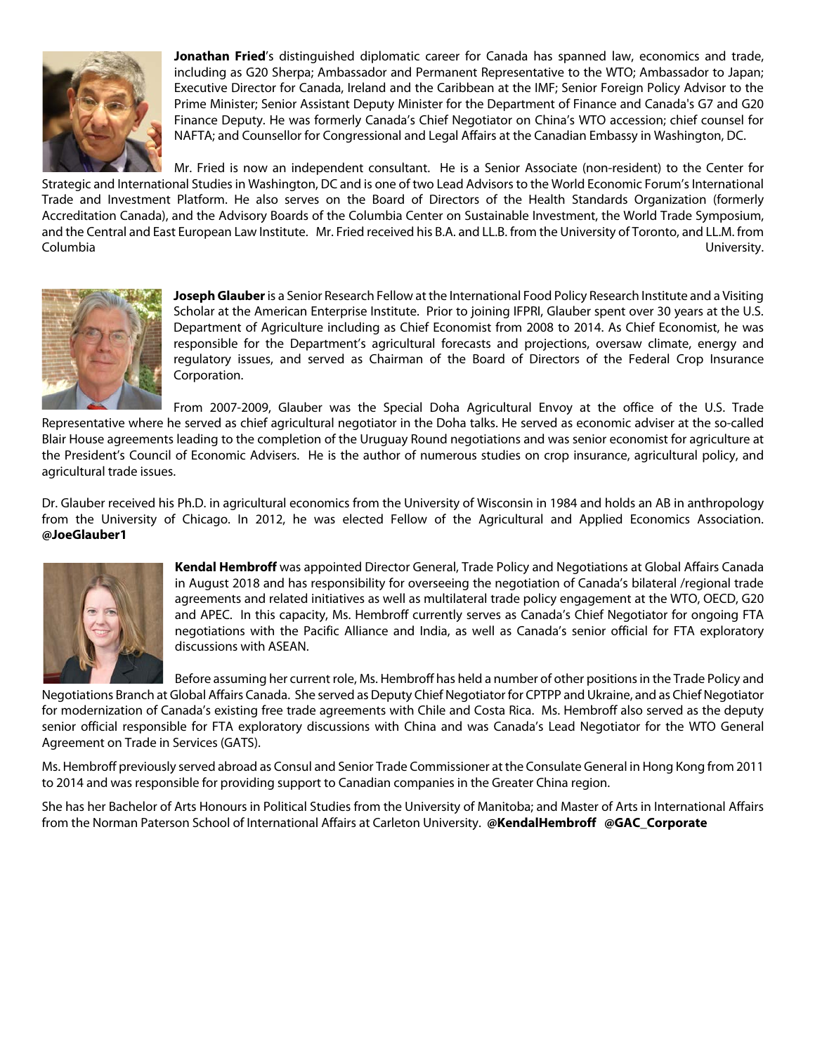**Jonathan Fried**'s distinguished diplomatic career for Canada has spanned law, economics and trade, including as G20 Sherpa; Ambassador and Permanent Representative to the WTO; Ambassador to Japan; Executive Director for Canada, Ireland and the Caribbean at the IMF; Senior Foreign Policy Advisor to the Prime Minister; Senior Assistant Deputy Minister for the Department of Finance and Canada's G7 and G20 Finance Deputy. He was formerly Canada's Chief Negotiator on China's WTO accession; chief counsel for NAFTA; and Counsellor for Congressional and Legal Affairs at the Canadian Embassy in Washington, DC.

Mr. Fried is now an independent consultant. He is a Senior Associate (non-resident) to the Center for Strategic and International Studies in Washington, DC and is one of two Lead Advisors to the World Economic Forum's International Trade and Investment Platform. He also serves on the Board of Directors of the Health Standards Organization (formerly Accreditation Canada), and the Advisory Boards of the Columbia Center on Sustainable Investment, the World Trade Symposium, and the Central and East European Law Institute. Mr. Fried received his B.A. and LL.B. from the University of Toronto, and LL.M. from Columbia University.

**Joseph Glauber** is a Senior Research Fellow at the International Food Policy Research Institute and a Visiting Scholar at the American Enterprise Institute. Prior to joining IFPRI, Glauber spent over 30 years at the U.S. Department of Agriculture including as Chief Economist from 2008 to 2014. As Chief Economist, he was responsible for the Department's agricultural forecasts and projections, oversaw climate, energy and regulatory issues, and served as Chairman of the Board of Directors of the Federal Crop Insurance Corporation.

From 2007-2009, Glauber was the Special Doha Agricultural Envoy at the office of the U.S. Trade Representative where he served as chief agricultural negotiator in the Doha talks. He served as economic adviser at the so-called Blair House agreements leading to the completion of the Uruguay Round negotiations and was senior economist for agriculture at the President's Council of Economic Advisers. He is the author of numerous studies on crop insurance, agricultural policy, and agricultural trade issues.

Dr. Glauber received his Ph.D. in agricultural economics from the University of Wisconsin in 1984 and holds an AB in anthropology from the University of Chicago. In 2012, he was elected Fellow of the Agricultural and Applied Economics Association. **@JoeGlauber1**

**Kendal Hembroff** was appointed Director General, Trade Policy and Negotiations at Global Affairs Canada in August 2018 and has responsibility for overseeing the negotiation of Canada's bilateral /regional trade agreements and related initiatives as well as multilateral trade policy engagement at the WTO, OECD, G20 and APEC. In this capacity, Ms. Hembroff currently serves as Canada's Chief Negotiator for ongoing FTA negotiations with the Pacific Alliance and India, as well as Canada's senior official for FTA exploratory discussions with ASEAN.

Before assuming her current role, Ms. Hembroff has held a number of other positions in the Trade Policy and Negotiations Branch at Global Affairs Canada. She served as Deputy Chief Negotiator for CPTPP and Ukraine, and as Chief Negotiator for modernization of Canada's existing free trade agreements with Chile and Costa Rica. Ms. Hembroff also served as the deputy senior official responsible for FTA exploratory discussions with China and was Canada's Lead Negotiator for the WTO General Agreement on Trade in Services (GATS).

Ms. Hembroff previously served abroad as Consul and Senior Trade Commissioner at the Consulate General in Hong Kong from 2011 to 2014 and was responsible for providing support to Canadian companies in the Greater China region.

She has her Bachelor of Arts Honours in Political Studies from the University of Manitoba; and Master of Arts in International Affairs from the Norman Paterson School of International Affairs at Carleton University. **@KendalHembroff @GAC_Corporate**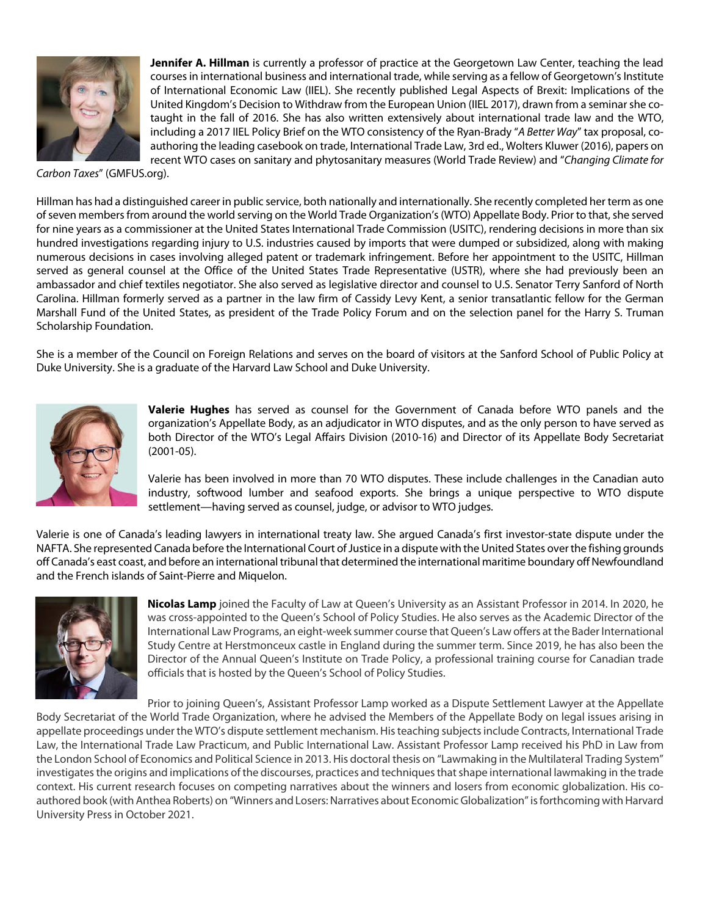**Jennifer A. Hillman** is currently a professor of practice at the Georgetown Law Center, teaching the lead courses in international business and international trade, while serving as a fellow of Georgetown's Institute of International Economic Law (IIEL). She recently published Legal Aspects of Brexit: Implications of the United Kingdom's Decision to Withdraw from the European Union (IIEL 2017), drawn from a seminar she co-taught in the fall of 2016. She has also written extensively about international trade law and the WTO, including a 2017 IIEL Policy Brief on the WTO consistency of the Ryan-Brady "*A Better Way*" tax proposal, co-authoring the leading casebook on trade, International Trade Law, 3rd ed., Wolters Kluwer (2016), papers on recent WTO cases on sanitary and phytosanitary measures (World Trade Review) and "*Changing Climate for Carbon Taxes*" (GMFUS.org).

Hillman has had a distinguished career in public service, both nationally and internationally. She recently completed her term as one of seven members from around the world serving on the World Trade Organization's (WTO) Appellate Body. Prior to that, she served for nine years as a commissioner at the United States International Trade Commission (USITC), rendering decisions in more than six hundred investigations regarding injury to U.S. industries caused by imports that were dumped or subsidized, along with making numerous decisions in cases involving alleged patent or trademark infringement. Before her appointment to the USITC, Hillman served as general counsel at the Office of the United States Trade Representative (USTR), where she had previously been an ambassador and chief textiles negotiator. She also served as legislative director and counsel to U.S. Senator Terry Sanford of North Carolina. Hillman formerly served as a partner in the law firm of Cassidy Levy Kent, a senior transatlantic fellow for the German Marshall Fund of the United States, as president of the Trade Policy Forum and on the selection panel for the Harry S. Truman Scholarship Foundation.

She is a member of the Council on Foreign Relations and serves on the board of visitors at the Sanford School of Public Policy at Duke University. She is a graduate of the Harvard Law School and Duke University.

**Valerie Hughes** has served as counsel for the Government of Canada before WTO panels and the organization's Appellate Body, as an adjudicator in WTO disputes, and as the only person to have served as both Director of the WTO's Legal Affairs Division (2010-16) and Director of its Appellate Body Secretariat (2001-05).

Valerie has been involved in more than 70 WTO disputes. These include challenges in the Canadian auto industry, softwood lumber and seafood exports. She brings a unique perspective to WTO dispute settlement—having served as counsel, judge, or advisor to WTO judges.

Valerie is one of Canada's leading lawyers in international treaty law. She argued Canada's first investor-state dispute under the NAFTA. She represented Canada before the International Court of Justice in a dispute with the United States over the fishing grounds off Canada's east coast, and before an international tribunal that determined the international maritime boundary off Newfoundland and the French islands of Saint-Pierre and Miquelon.

**Nicolas Lamp** joined the Faculty of Law at Queen's University as an Assistant Professor in 2014. In 2020, he was cross-appointed to the Queen's School of Policy Studies. He also serves as the Academic Director of the International Law Programs, an eight-week summer course that Queen's Law offers at the Bader International Study Centre at Herstmonceux castle in England during the summer term. Since 2019, he has also been the Director of the Annual Queen's Institute on Trade Policy, a professional training course for Canadian trade officials that is hosted by the Queen's School of Policy Studies.

Prior to joining Queen's, Assistant Professor Lamp worked as a Dispute Settlement Lawyer at the Appellate Body Secretariat of the World Trade Organization, where he advised the Members of the Appellate Body on legal issues arising in appellate proceedings under the WTO's dispute settlement mechanism. His teaching subjects include Contracts, International Trade Law, the International Trade Law Practicum, and Public International Law. Assistant Professor Lamp received his PhD in Law from the London School of Economics and Political Science in 2013. His doctoral thesis on "Lawmaking in the Multilateral Trading System" investigates the origins and implications of the discourses, practices and techniques that shape international lawmaking in the trade context. His current research focuses on competing narratives about the winners and losers from economic globalization. His co-authored book (with Anthea Roberts) on "Winners and Losers: Narratives about Economic Globalization" is forthcoming with Harvard University Press in October 2021.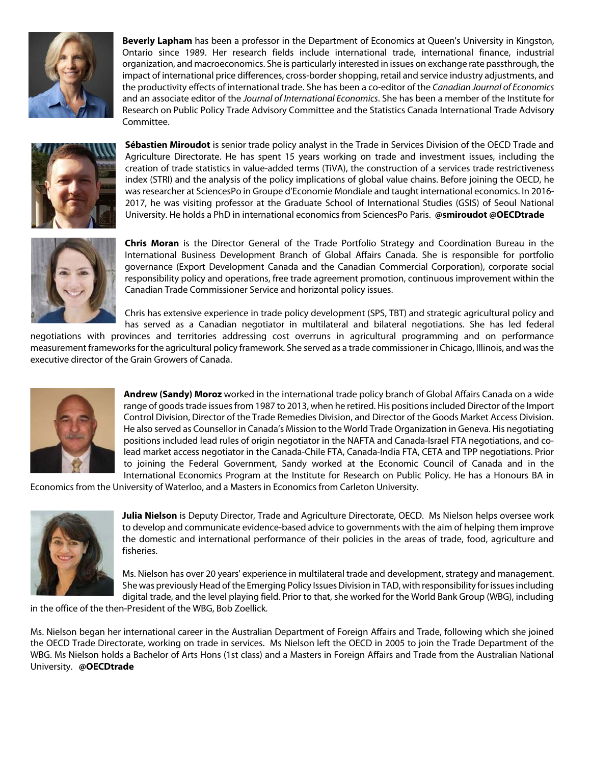**Beverly Lapham** has been a professor in the Department of Economics at Queen's University in Kingston, Ontario since 1989. Her research fields include international trade, international finance, industrial organization, and macroeconomics. She is particularly interested in issues on exchange rate passthrough, the impact of international price differences, cross-border shopping, retail and service industry adjustments, and the productivity effects of international trade. She has been a co-editor of the *Canadian Journal of Economics* and an associate editor of the *Journal of International Economics*. She has been a member of the Institute for Research on Public Policy Trade Advisory Committee and the Statistics Canada International Trade Advisory Committee.

**Sébastien Miroudot** is senior trade policy analyst in the Trade in Services Division of the OECD Trade and Agriculture Directorate. He has spent 15 years working on trade and investment issues, including the creation of trade statistics in value-added terms (TiVA), the construction of a services trade restrictiveness index (STRI) and the analysis of the policy implications of global value chains. Before joining the OECD, he was researcher at SciencesPo in Groupe d'Economie Mondiale and taught international economics. In 2016-2017, he was visiting professor at the Graduate School of International Studies (GSIS) of Seoul National University. He holds a PhD in international economics from SciencesPo Paris. **@smiroudot @OECDtrade**

**Chris Moran** is the Director General of the Trade Portfolio Strategy and Coordination Bureau in the International Business Development Branch of Global Affairs Canada. She is responsible for portfolio governance (Export Development Canada and the Canadian Commercial Corporation), corporate social responsibility policy and operations, free trade agreement promotion, continuous improvement within the Canadian Trade Commissioner Service and horizontal policy issues.

Chris has extensive experience in trade policy development (SPS, TBT) and strategic agricultural policy and has served as a Canadian negotiator in multilateral and bilateral negotiations. She has led federal negotiations with provinces and territories addressing cost overruns in agricultural programming and on performance measurement frameworks for the agricultural policy framework. She served as a trade commissioner in Chicago, Illinois, and was the executive director of the Grain Growers of Canada.

**Andrew (Sandy) Moroz** worked in the international trade policy branch of Global Affairs Canada on a wide range of goods trade issues from 1987 to 2013, when he retired. His positions included Director of the Import Control Division, Director of the Trade Remedies Division, and Director of the Goods Market Access Division. He also served as Counsellor in Canada's Mission to the World Trade Organization in Geneva. His negotiating positions included lead rules of origin negotiator in the NAFTA and Canada-Israel FTA negotiations, and co-lead market access negotiator in the Canada-Chile FTA, Canada-India FTA, CETA and TPP negotiations. Prior to joining the Federal Government, Sandy worked at the Economic Council of Canada and in the International Economics Program at the Institute for Research on Public Policy. He has a Honours BA in Economics from the University of Waterloo, and a Masters in Economics from Carleton University.

**Julia Nielson** is Deputy Director, Trade and Agriculture Directorate, OECD. Ms Nielson helps oversee work to develop and communicate evidence-based advice to governments with the aim of helping them improve the domestic and international performance of their policies in the areas of trade, food, agriculture and fisheries.

Ms. Nielson has over 20 years' experience in multilateral trade and development, strategy and management. She was previously Head of the Emerging Policy Issues Division in TAD, with responsibility for issues including digital trade, and the level playing field. Prior to that, she worked for the World Bank Group (WBG), including in the office of the then-President of the WBG, Bob Zoellick.

Ms. Nielson began her international career in the Australian Department of Foreign Affairs and Trade, following which she joined the OECD Trade Directorate, working on trade in services. Ms Nielson left the OECD in 2005 to join the Trade Department of the WBG. Ms Nielson holds a Bachelor of Arts Hons (1st class) and a Masters in Foreign Affairs and Trade from the Australian National University. **@OECDtrade**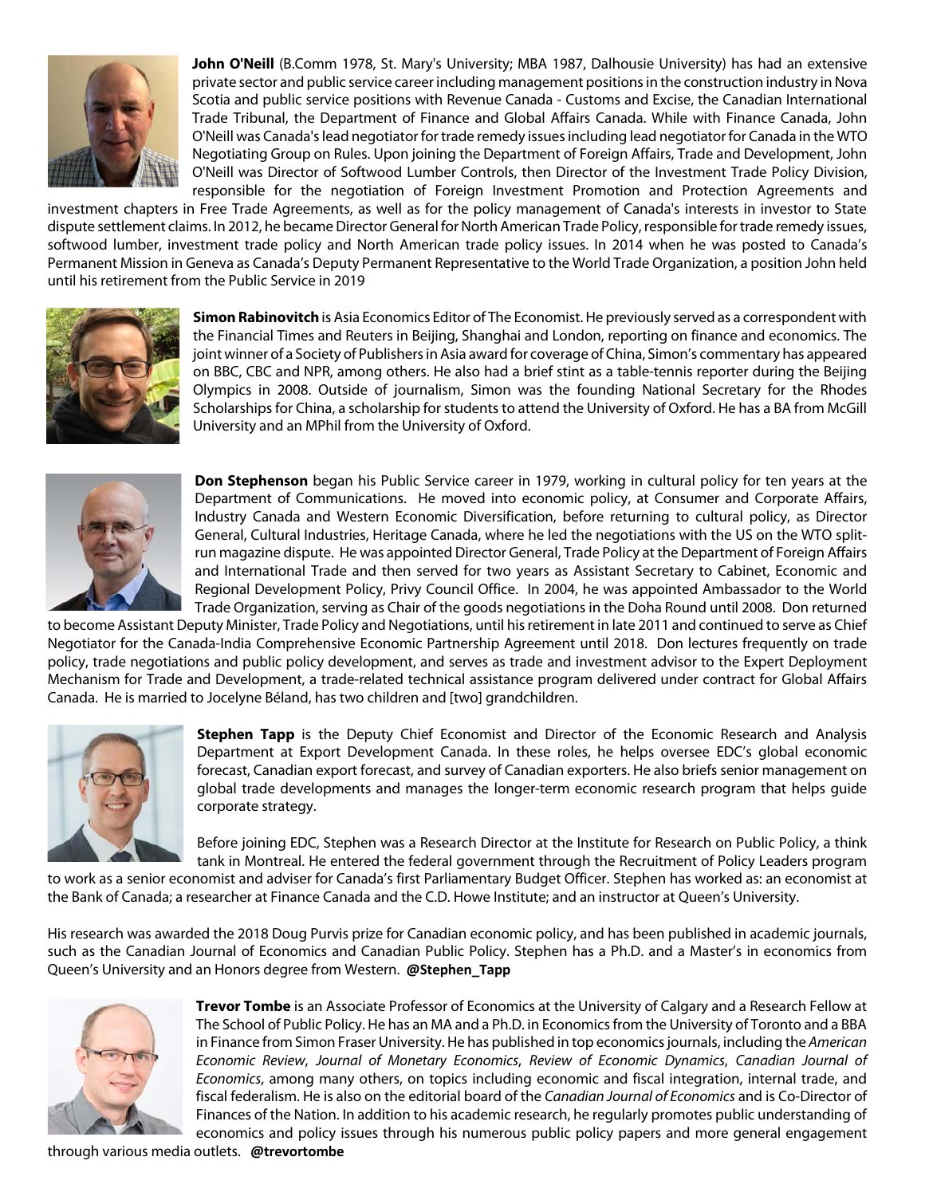**John O'Neill** (B.Comm 1978, St. Mary's University; MBA 1987, Dalhousie University) has had an extensive private sector and public service career including management positions in the construction industry in Nova Scotia and public service positions with Revenue Canada - Customs and Excise, the Canadian International Trade Tribunal, the Department of Finance and Global Affairs Canada. While with Finance Canada, John O'Neill was Canada's lead negotiator for trade remedy issues including lead negotiator for Canada in the WTO Negotiating Group on Rules. Upon joining the Department of Foreign Affairs, Trade and Development, John O'Neill was Director of Softwood Lumber Controls, then Director of the Investment Trade Policy Division, responsible for the negotiation of Foreign Investment Promotion and Protection Agreements and investment chapters in Free Trade Agreements, as well as for the policy management of Canada's interests in investor to State dispute settlement claims. In 2012, he became Director General for North American Trade Policy, responsible for trade remedy issues, softwood lumber, investment trade policy and North American trade policy issues. In 2014 when he was posted to Canada's Permanent Mission in Geneva as Canada's Deputy Permanent Representative to the World Trade Organization, a position John held until his retirement from the Public Service in 2019

**Simon Rabinovitch** is Asia Economics Editor of The Economist. He previously served as a correspondent with the Financial Times and Reuters in Beijing, Shanghai and London, reporting on finance and economics. The joint winner of a Society of Publishers in Asia award for coverage of China, Simon's commentary has appeared on BBC, CBC and NPR, among others. He also had a brief stint as a table-tennis reporter during the Beijing Olympics in 2008. Outside of journalism, Simon was the founding National Secretary for the Rhodes Scholarships for China, a scholarship for students to attend the University of Oxford. He has a BA from McGill University and an MPhil from the University of Oxford.

**Don Stephenson** began his Public Service career in 1979, working in cultural policy for ten years at the Department of Communications. He moved into economic policy, at Consumer and Corporate Affairs, Industry Canada and Western Economic Diversification, before returning to cultural policy, as Director General, Cultural Industries, Heritage Canada, where he led the negotiations with the US on the WTO split-run magazine dispute. He was appointed Director General, Trade Policy at the Department of Foreign Affairs and International Trade and then served for two years as Assistant Secretary to Cabinet, Economic and Regional Development Policy, Privy Council Office. In 2004, he was appointed Ambassador to the World Trade Organization, serving as Chair of the goods negotiations in the Doha Round until 2008. Don returned to become Assistant Deputy Minister, Trade Policy and Negotiations, until his retirement in late 2011 and continued to serve as Chief Negotiator for the Canada-India Comprehensive Economic Partnership Agreement until 2018. Don lectures frequently on trade policy, trade negotiations and public policy development, and serves as trade and investment advisor to the Expert Deployment Mechanism for Trade and Development, a trade-related technical assistance program delivered under contract for Global Affairs Canada. He is married to Jocelyne Béland, has two children and [two] grandchildren.

**Stephen Tapp** is the Deputy Chief Economist and Director of the Economic Research and Analysis Department at Export Development Canada. In these roles, he helps oversee EDC's global economic forecast, Canadian export forecast, and survey of Canadian exporters. He also briefs senior management on global trade developments and manages the longer-term economic research program that helps guide corporate strategy.

Before joining EDC, Stephen was a Research Director at the Institute for Research on Public Policy, a think tank in Montreal. He entered the federal government through the Recruitment of Policy Leaders program to work as a senior economist and adviser for Canada's first Parliamentary Budget Officer. Stephen has worked as: an economist at the Bank of Canada; a researcher at Finance Canada and the C.D. Howe Institute; and an instructor at Queen's University.

His research was awarded the 2018 Doug Purvis prize for Canadian economic policy, and has been published in academic journals, such as the Canadian Journal of Economics and Canadian Public Policy. Stephen has a Ph.D. and a Master's in economics from Queen's University and an Honors degree from Western. **@Stephen_Tapp**

**Trevor Tombe** is an Associate Professor of Economics at the University of Calgary and a Research Fellow at The School of Public Policy. He has an MA and a Ph.D. in Economics from the University of Toronto and a BBA in Finance from Simon Fraser University. He has published in top economics journals, including the *American Economic Review*, *Journal of Monetary Economics*, *Review of Economic Dynamics*, *Canadian Journal of Economics*, among many others, on topics including economic and fiscal integration, internal trade, and fiscal federalism. He is also on the editorial board of the *Canadian Journal of Economics* and is Co-Director of Finances of the Nation. In addition to his academic research, he regularly promotes public understanding of economics and policy issues through his numerous public policy papers and more general engagement through various media outlets. **@trevortombe**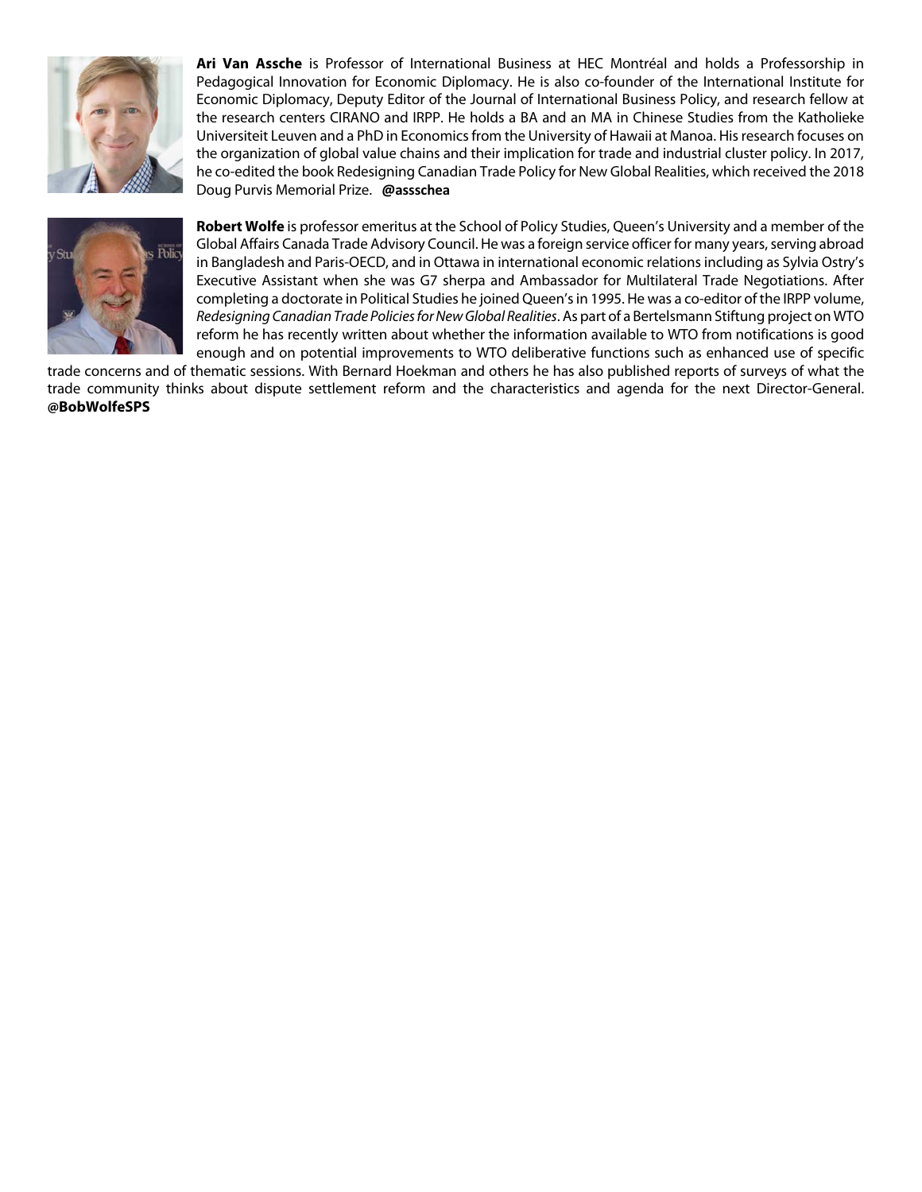**Ari Van Assche** is Professor of International Business at HEC Montréal and holds a Professorship in Pedagogical Innovation for Economic Diplomacy. He is also co-founder of the International Institute for Economic Diplomacy, Deputy Editor of the Journal of International Business Policy, and research fellow at the research centers CIRANO and IRPP. He holds a BA and an MA in Chinese Studies from the Katholieke Universiteit Leuven and a PhD in Economics from the University of Hawaii at Manoa. His research focuses on the organization of global value chains and their implication for trade and industrial cluster policy. In 2017, he co-edited the book Redesigning Canadian Trade Policy for New Global Realities, which received the 2018 Doug Purvis Memorial Prize. **@assschea**

**Robert Wolfe** is professor emeritus at the School of Policy Studies, Queen's University and a member of the Global Affairs Canada Trade Advisory Council. He was a foreign service officer for many years, serving abroad in Bangladesh and Paris-OECD, and in Ottawa in international economic relations including as Sylvia Ostry's Executive Assistant when she was G7 sherpa and Ambassador for Multilateral Trade Negotiations. After completing a doctorate in Political Studies he joined Queen's in 1995. He was a co-editor of the IRPP volume, *Redesigning Canadian Trade Policies for New Global Realities*. As part of a Bertelsmann Stiftung project on WTO reform he has recently written about whether the information available to WTO from notifications is good enough and on potential improvements to WTO deliberative functions such as enhanced use of specific trade concerns and of thematic sessions. With Bernard Hoekman and others he has also published reports of surveys of what the trade community thinks about dispute settlement reform and the characteristics and agenda for the next Director-General. **@BobWolfeSPS**